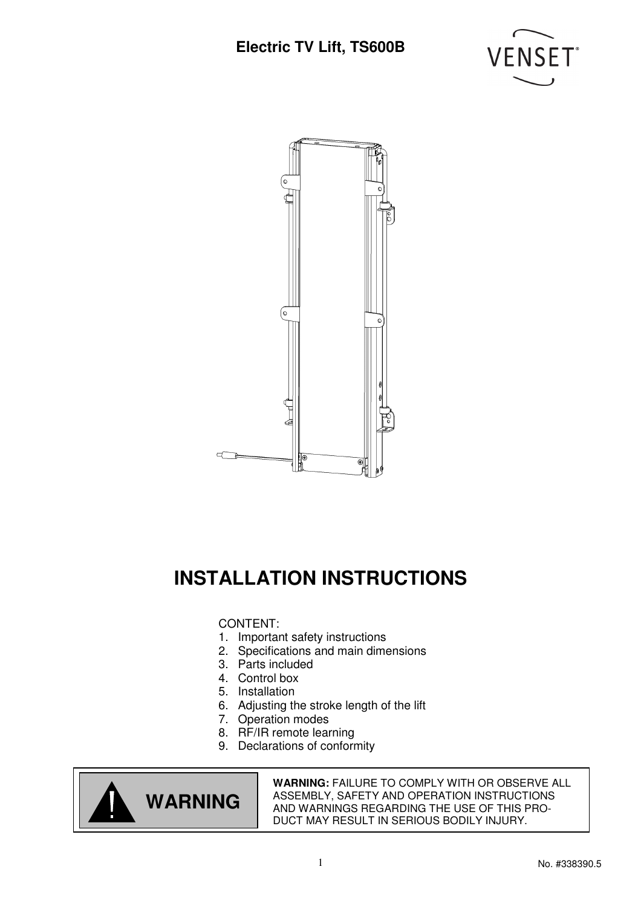# Electric TV Lift, TS600B

VENSET®

# INSTALLATION INSTRUCTIONS

CONTENT:
1. Important safety instructions
2. Specifications and main dimensions
3. Parts included
4. Control box
5. Installation
6. Adjusting the stroke length of the lift
7. Operation modes
8. RF/IR remote learning
9. Declarations of conformity

| ! WARNING | **WARNING:** FAILURE TO COMPLY WITH OR OBSERVE ALL ASSEMBLY, SAFETY AND OPERATION INSTRUCTIONS AND WARNINGS REGARDING THE USE OF THIS PRODUCT MAY RESULT IN SERIOUS BODILY INJURY. |
|---|---|

No. #338390.5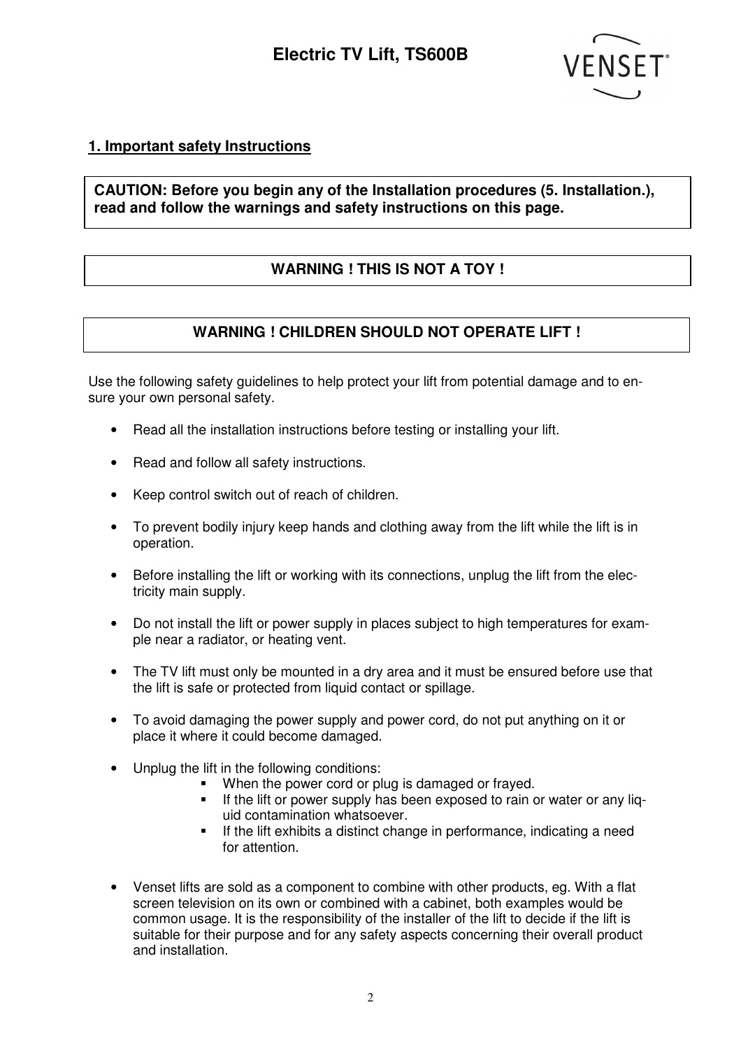## 1. Important safety Instructions

**CAUTION: Before you begin any of the Installation procedures (5. Installation.), read and follow the warnings and safety instructions on this page.**

**WARNING ! THIS IS NOT A TOY !**

**WARNING ! CHILDREN SHOULD NOT OPERATE LIFT !**

Use the following safety guidelines to help protect your lift from potential damage and to ensure your own personal safety.

- Read all the installation instructions before testing or installing your lift.
- Read and follow all safety instructions.
- Keep control switch out of reach of children.
- To prevent bodily injury keep hands and clothing away from the lift while the lift is in operation.
- Before installing the lift or working with its connections, unplug the lift from the electricity main supply.
- Do not install the lift or power supply in places subject to high temperatures for example near a radiator, or heating vent.
- The TV lift must only be mounted in a dry area and it must be ensured before use that the lift is safe or protected from liquid contact or spillage.
- To avoid damaging the power supply and power cord, do not put anything on it or place it where it could become damaged.
- Unplug the lift in the following conditions:
  - When the power cord or plug is damaged or frayed.
  - If the lift or power supply has been exposed to rain or water or any liquid contamination whatsoever.
  - If the lift exhibits a distinct change in performance, indicating a need for attention.
- Venset lifts are sold as a component to combine with other products, eg. With a flat screen television on its own or combined with a cabinet, both examples would be common usage. It is the responsibility of the installer of the lift to decide if the lift is suitable for their purpose and for any safety aspects concerning their overall product and installation.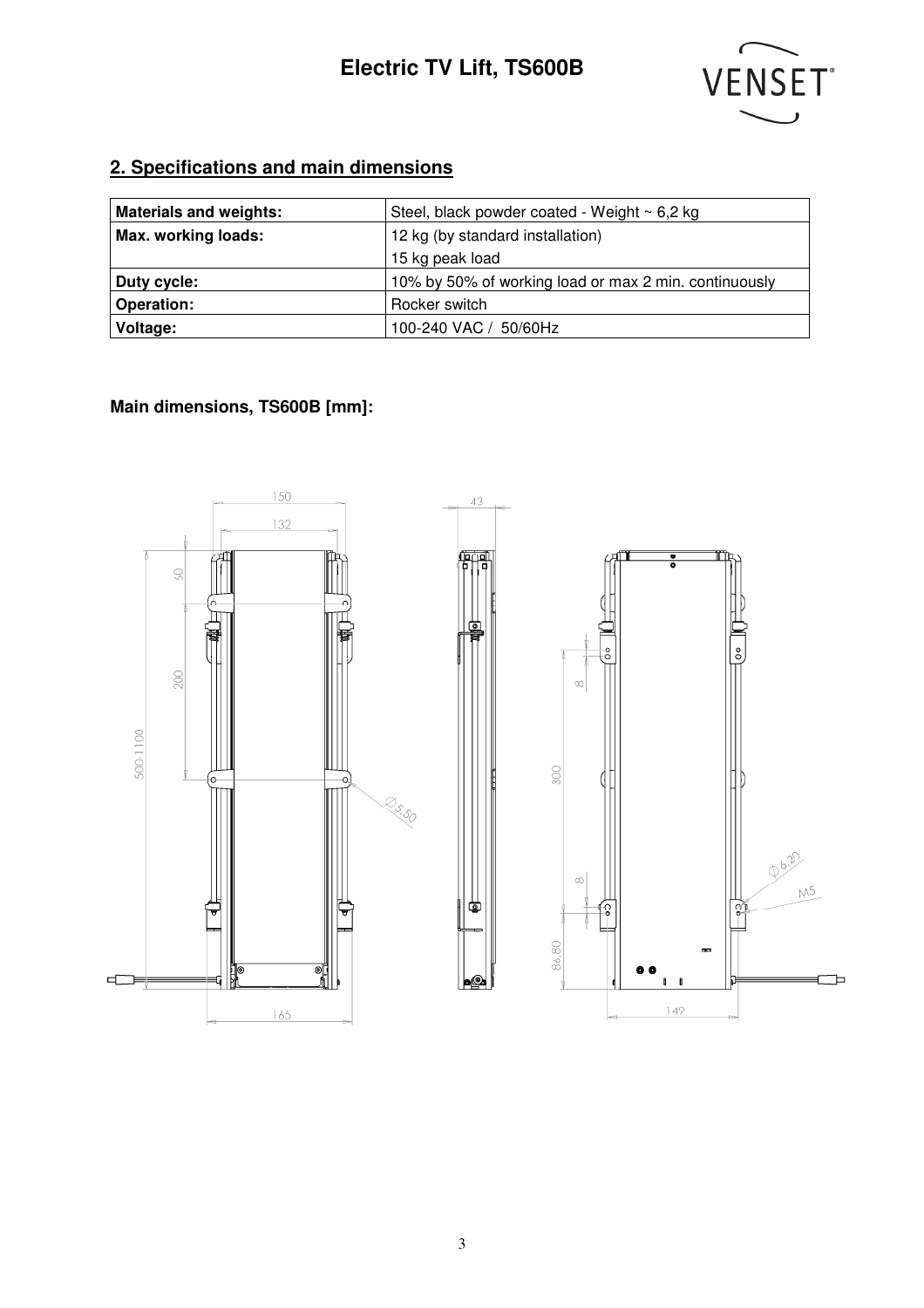## 2. Specifications and main dimensions

| Materials and weights: | Steel, black powder coated - Weight ~ 6,2 kg |
|---|---|
| Max. working loads: | 12 kg (by standard installation)<br>15 kg peak load |
| Duty cycle: | 10% by 50% of working load or max 2 min. continuously |
| Operation: | Rocker switch |
| Voltage: | 100-240 VAC / 50/60Hz |

**Main dimensions, TS600B [mm]:**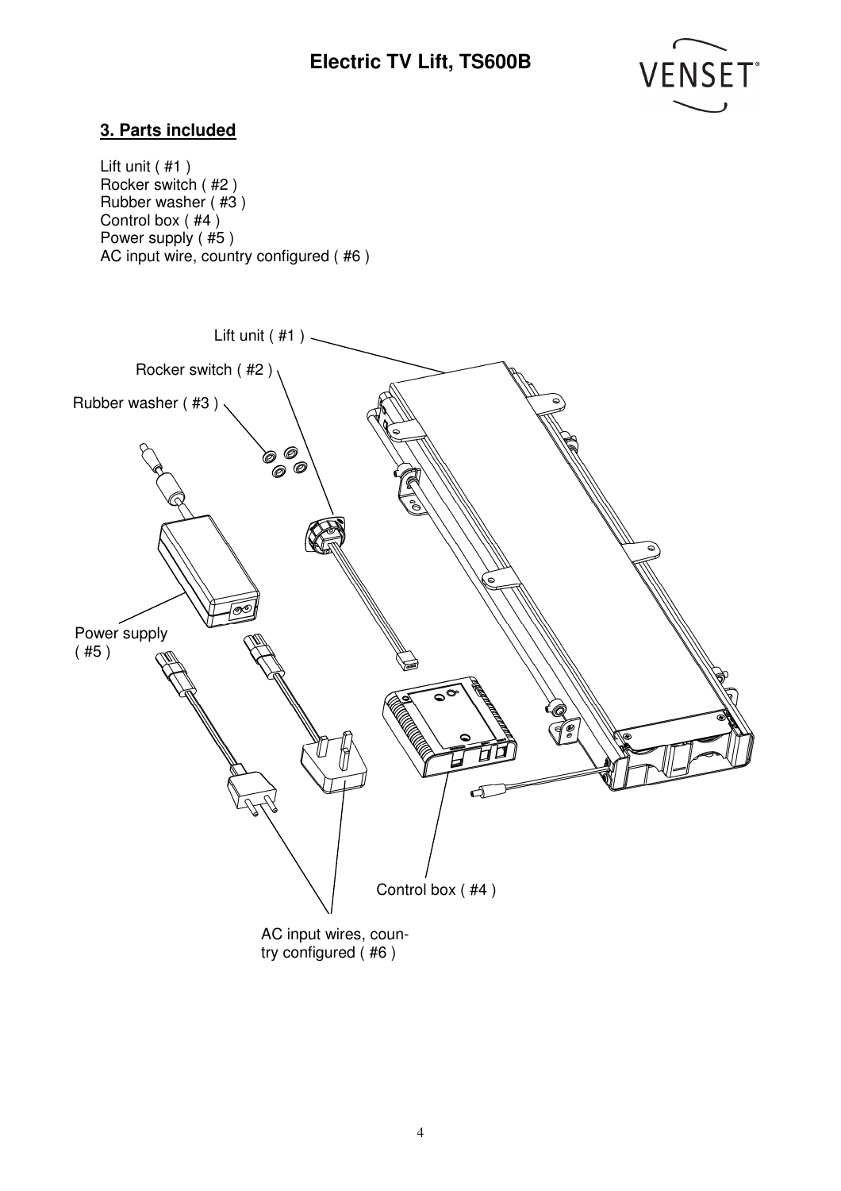## 3. Parts included

Lift unit ( #1 )
Rocker switch ( #2 )
Rubber washer ( #3 )
Control box ( #4 )
Power supply ( #5 )
AC input wire, country configured ( #6 )

Lift unit ( #1 )

Rocker switch ( #2 )

Rubber washer ( #3 )

Power supply ( #5 )

Control box ( #4 )

AC input wires, country configured ( #6 )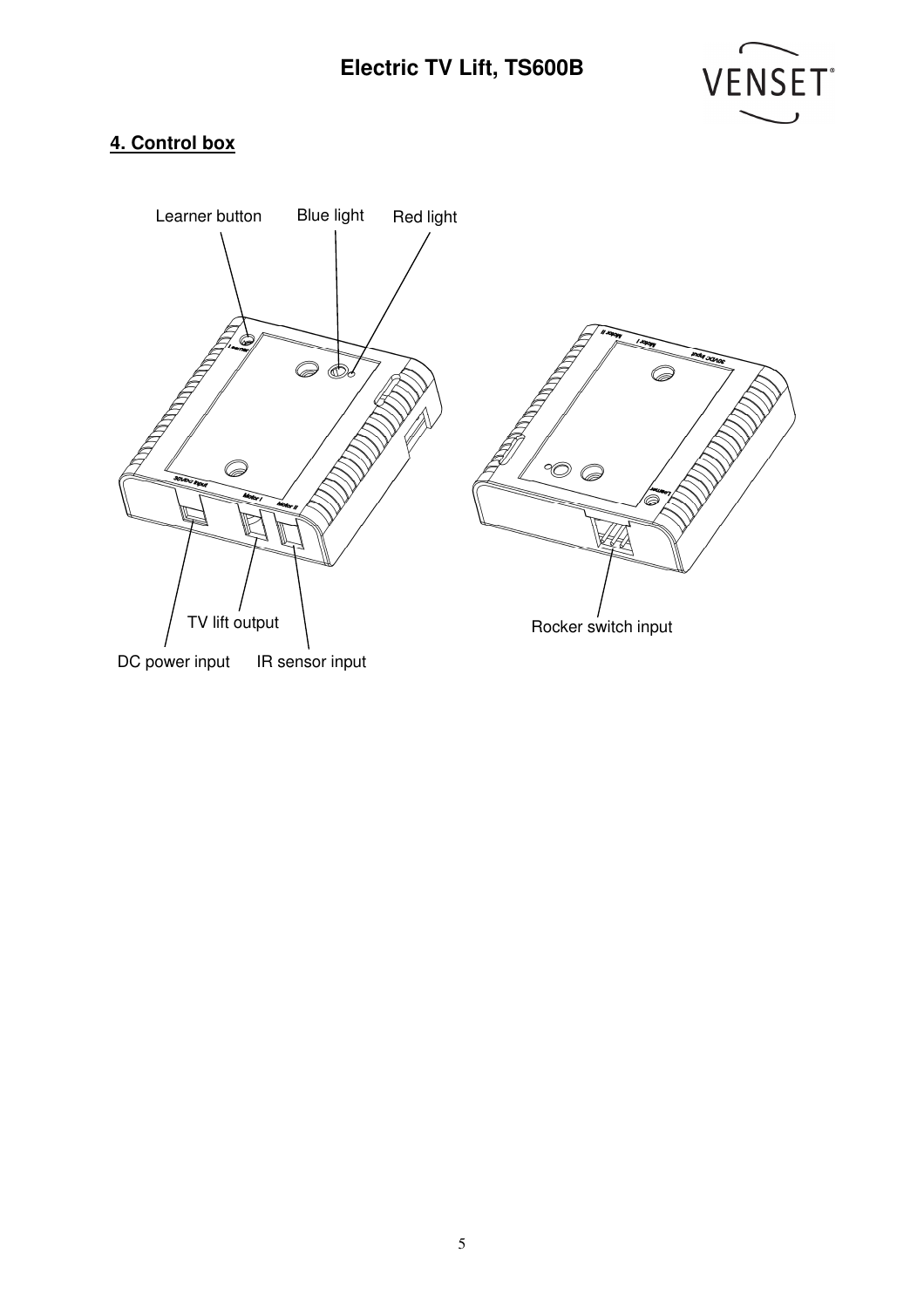## 4. Control box

Learner button

Blue light

Red light

TV lift output

DC power input

IR sensor input

Rocker switch input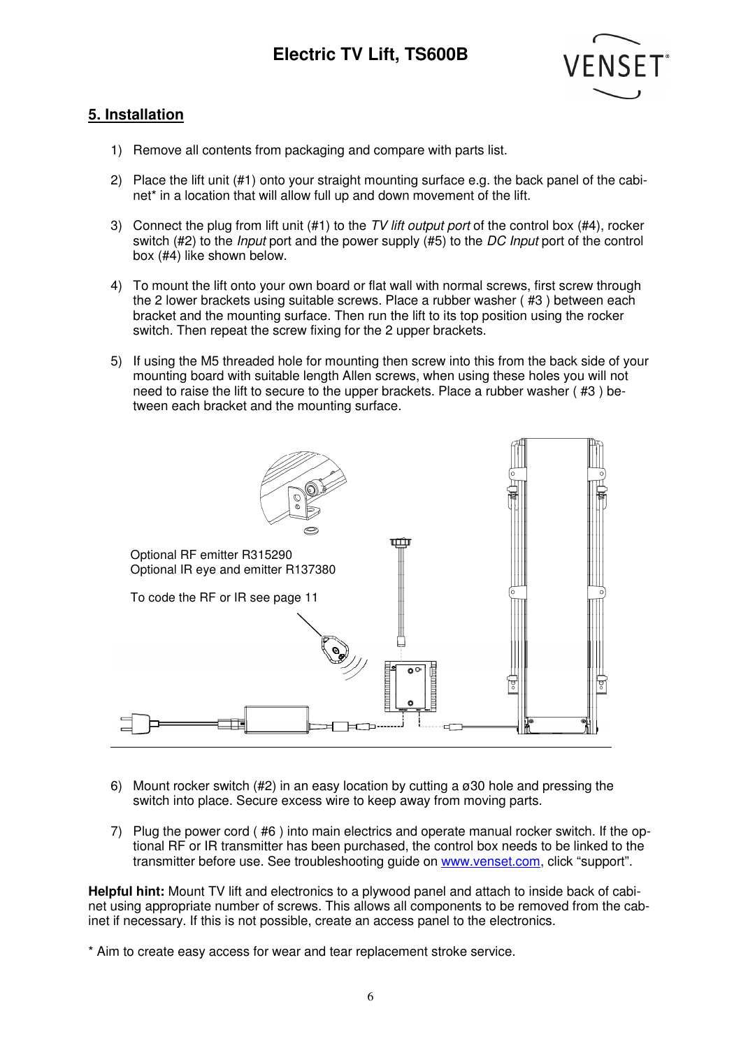## 5. Installation

1) Remove all contents from packaging and compare with parts list.

2) Place the lift unit (#1) onto your straight mounting surface e.g. the back panel of the cabinet* in a location that will allow full up and down movement of the lift.

3) Connect the plug from lift unit (#1) to the *TV lift output port* of the control box (#4), rocker switch (#2) to the *Input* port and the power supply (#5) to the *DC Input* port of the control box (#4) like shown below.

4) To mount the lift onto your own board or flat wall with normal screws, first screw through the 2 lower brackets using suitable screws. Place a rubber washer ( #3 ) between each bracket and the mounting surface. Then run the lift to its top position using the rocker switch. Then repeat the screw fixing for the 2 upper brackets.

5) If using the M5 threaded hole for mounting then screw into this from the back side of your mounting board with suitable length Allen screws, when using these holes you will not need to raise the lift to secure to the upper brackets. Place a rubber washer ( #3 ) between each bracket and the mounting surface.

Optional RF emitter R315290
Optional IR eye and emitter R137380

To code the RF or IR see page 11

6) Mount rocker switch (#2) in an easy location by cutting a ø30 hole and pressing the switch into place. Secure excess wire to keep away from moving parts.

7) Plug the power cord ( #6 ) into main electrics and operate manual rocker switch. If the optional RF or IR transmitter has been purchased, the control box needs to be linked to the transmitter before use. See troubleshooting guide on www.venset.com, click "support".

**Helpful hint:** Mount TV lift and electronics to a plywood panel and attach to inside back of cabinet using appropriate number of screws. This allows all components to be removed from the cabinet if necessary. If this is not possible, create an access panel to the electronics.

* Aim to create easy access for wear and tear replacement stroke service.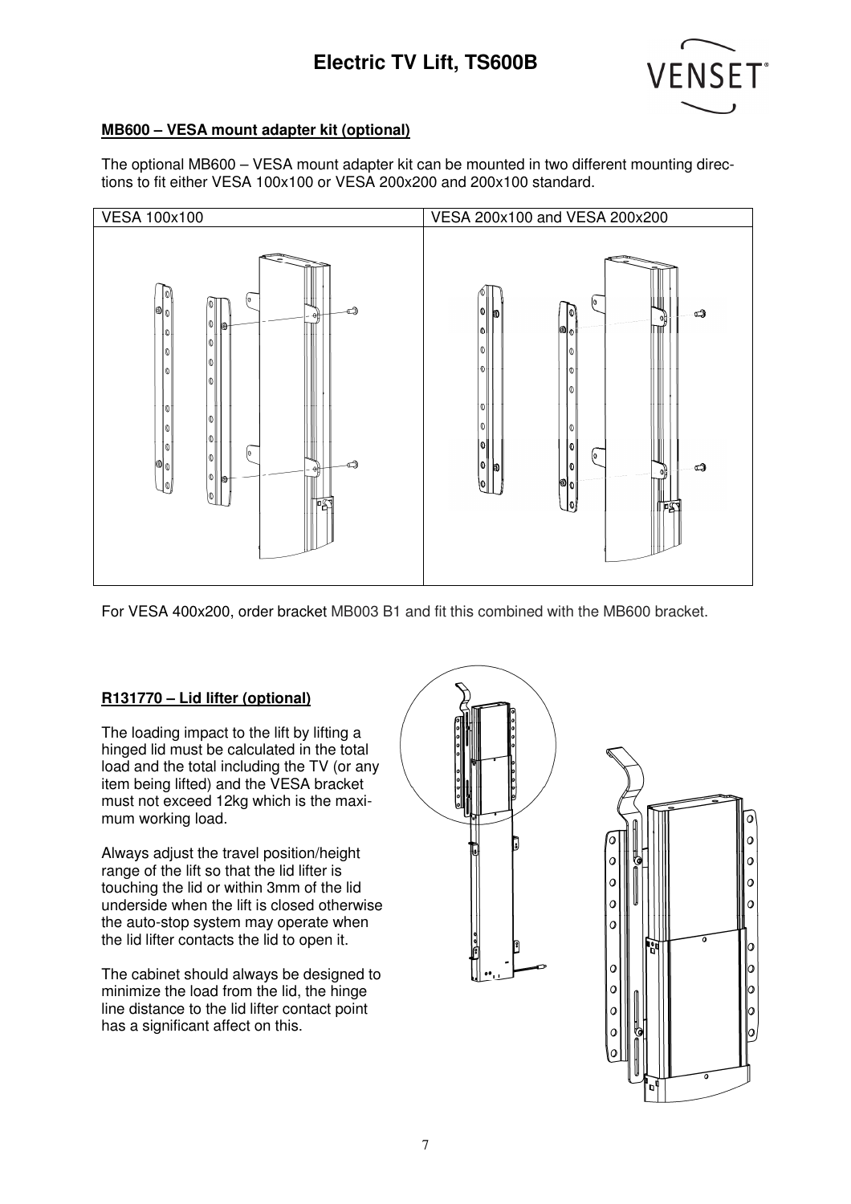### MB600 – VESA mount adapter kit (optional)

The optional MB600 – VESA mount adapter kit can be mounted in two different mounting directions to fit either VESA 100x100 or VESA 200x200 and 200x100 standard.

| VESA 100x100 | VESA 200x100 and VESA 200x200 |
|---|---|
| | |

For VESA 400x200, order bracket MB003 B1 and fit this combined with the MB600 bracket.

### R131770 – Lid lifter (optional)

The loading impact to the lift by lifting a hinged lid must be calculated in the total load and the total including the TV (or any item being lifted) and the VESA bracket must not exceed 12kg which is the maximum working load.

Always adjust the travel position/height range of the lift so that the lid lifter is touching the lid or within 3mm of the lid underside when the lift is closed otherwise the auto-stop system may operate when the lid lifter contacts the lid to open it.

The cabinet should always be designed to minimize the load from the lid, the hinge line distance to the lid lifter contact point has a significant affect on this.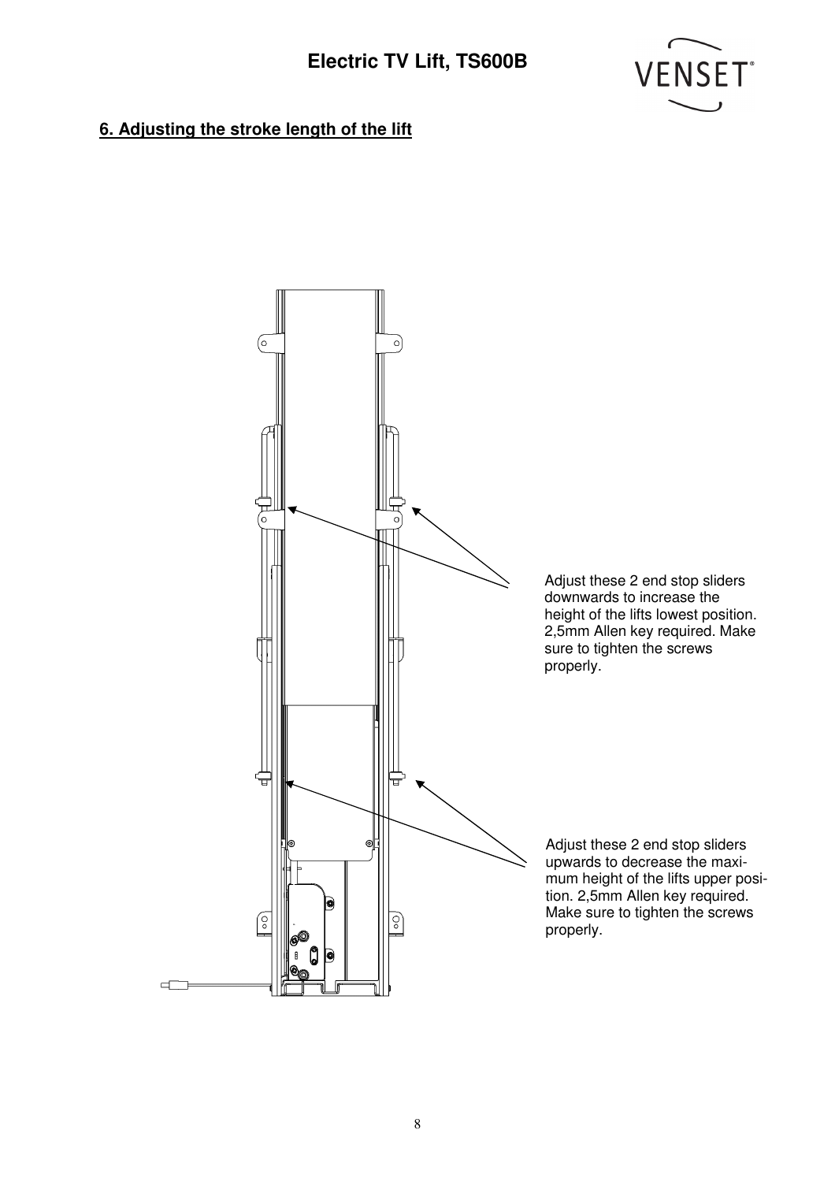## 6. Adjusting the stroke length of the lift

Adjust these 2 end stop sliders downwards to increase the height of the lifts lowest position. 2,5mm Allen key required. Make sure to tighten the screws properly.

Adjust these 2 end stop sliders upwards to decrease the maximum height of the lifts upper position. 2,5mm Allen key required. Make sure to tighten the screws properly.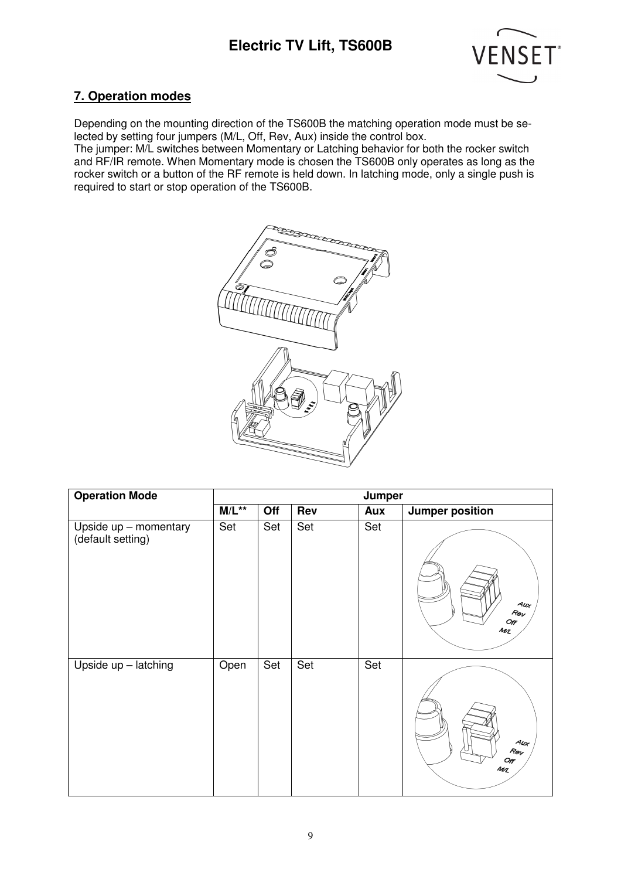## 7. Operation modes

Depending on the mounting direction of the TS600B the matching operation mode must be selected by setting four jumpers (M/L, Off, Rev, Aux) inside the control box.
The jumper: M/L switches between Momentary or Latching behavior for both the rocker switch and RF/IR remote. When Momentary mode is chosen the TS600B only operates as long as the rocker switch or a button of the RF remote is held down. In latching mode, only a single push is required to start or stop operation of the TS600B.

| Operation Mode | Jumper | | | | |
|---|---|---|---|---|---|
| | M/L** | Off | Rev | Aux | Jumper position |
| Upside up – momentary (default setting) | Set | Set | Set | Set | |
| Upside up – latching | Open | Set | Set | Set | |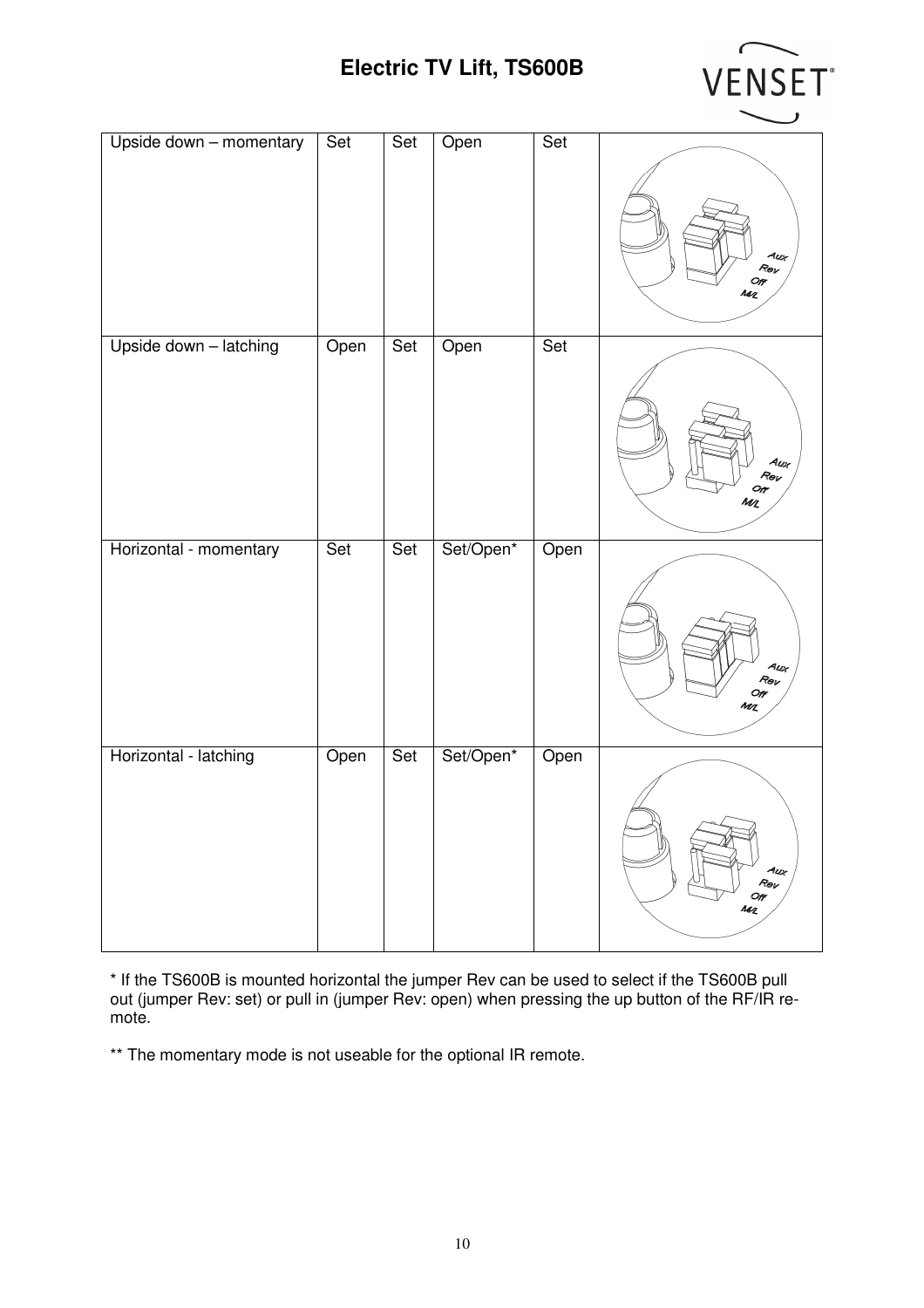| Upside down – momentary | Set | Set | Open | Set | |
|---|---|---|---|---|---|
| Upside down – latching | Open | Set | Open | Set | |
| Horizontal - momentary | Set | Set | Set/Open* | Open | |
| Horizontal - latching | Open | Set | Set/Open* | Open | |

* If the TS600B is mounted horizontal the jumper Rev can be used to select if the TS600B pull out (jumper Rev: set) or pull in (jumper Rev: open) when pressing the up button of the RF/IR remote.

** The momentary mode is not useable for the optional IR remote.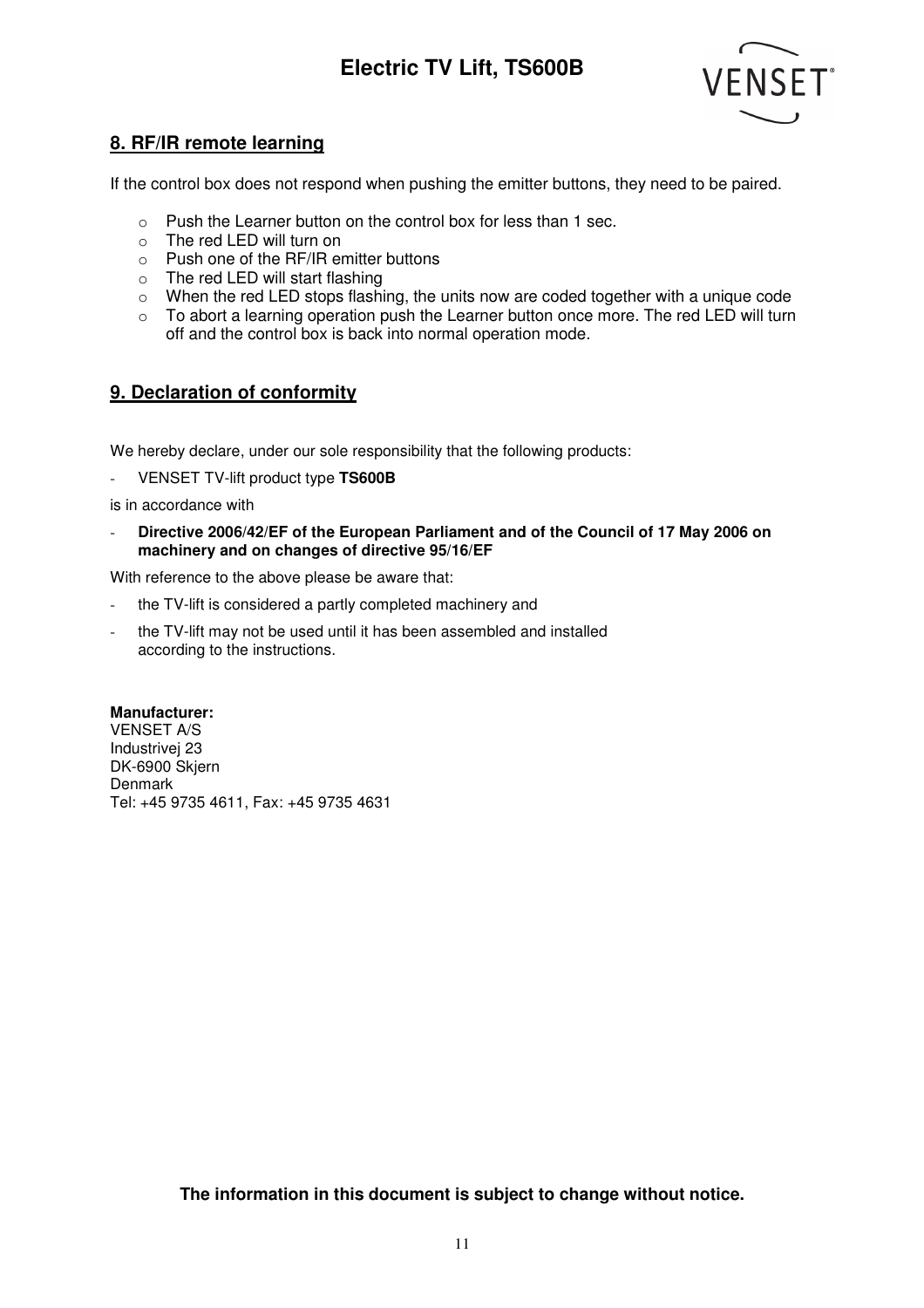## 8. RF/IR remote learning

If the control box does not respond when pushing the emitter buttons, they need to be paired.

- Push the Learner button on the control box for less than 1 sec.
- The red LED will turn on
- Push one of the RF/IR emitter buttons
- The red LED will start flashing
- When the red LED stops flashing, the units now are coded together with a unique code
- To abort a learning operation push the Learner button once more. The red LED will turn off and the control box is back into normal operation mode.

## 9. Declaration of conformity

We hereby declare, under our sole responsibility that the following products:

- VENSET TV-lift product type **TS600B**

is in accordance with

- **Directive 2006/42/EF of the European Parliament and of the Council of 17 May 2006 on machinery and on changes of directive 95/16/EF**

With reference to the above please be aware that:

- the TV-lift is considered a partly completed machinery and
- the TV-lift may not be used until it has been assembled and installed according to the instructions.

**Manufacturer:**
VENSET A/S
Industrivej 23
DK-6900 Skjern
Denmark
Tel: +45 9735 4611, Fax: +45 9735 4631

**The information in this document is subject to change without notice.**